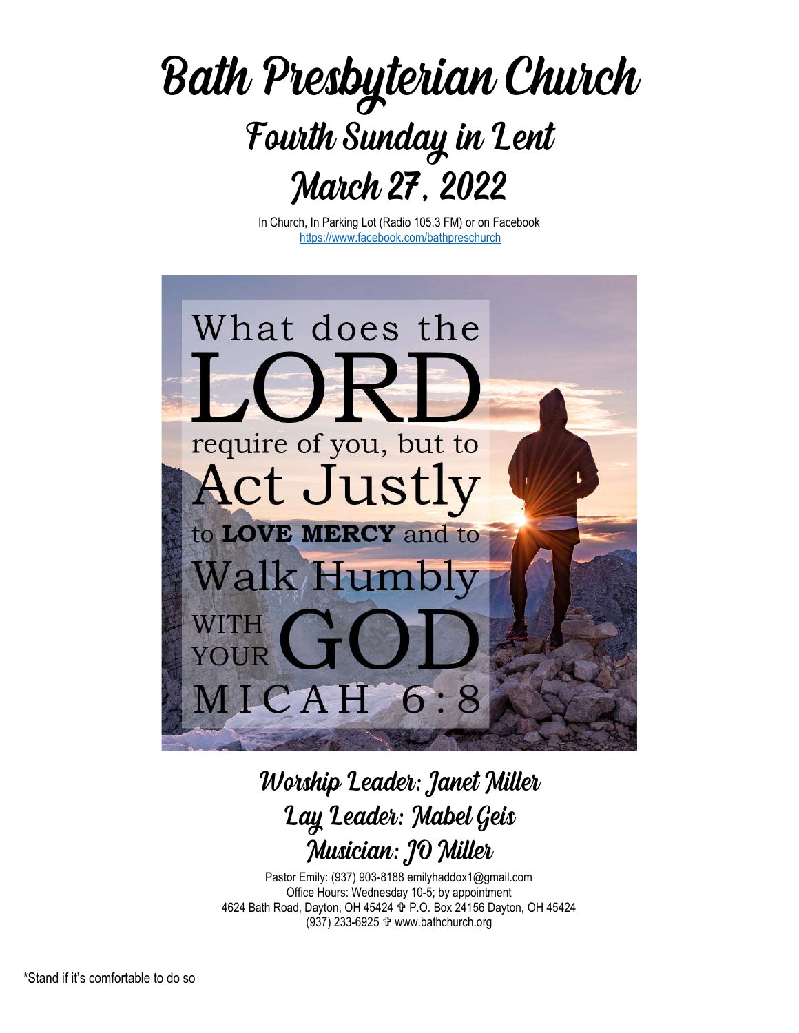# Bath Presbyterian Church

## Fourth Sunday in Lent

## March 27, 2022

In Church, In Parking Lot (Radio 105.3 FM) or on Facebook
https://www.facebook.com/bathpreschurch

What does the LORD require of you, but to Act Justly to **LOVE MERCY** and to Walk Humbly WITH YOUR GOD
MICAH 6:8

### Worship Leader: Janet Miller
### Lay Leader: Mabel Geis
### Musician: JO Miller

Pastor Emily: (937) 903-8188 emilyhaddox1@gmail.com
Office Hours: Wednesday 10-5; by appointment
4624 Bath Road, Dayton, OH 45424 ✞ P.O. Box 24156 Dayton, OH 45424
(937) 233-6925 ✞ www.bathchurch.org

*Stand if it's comfortable to do so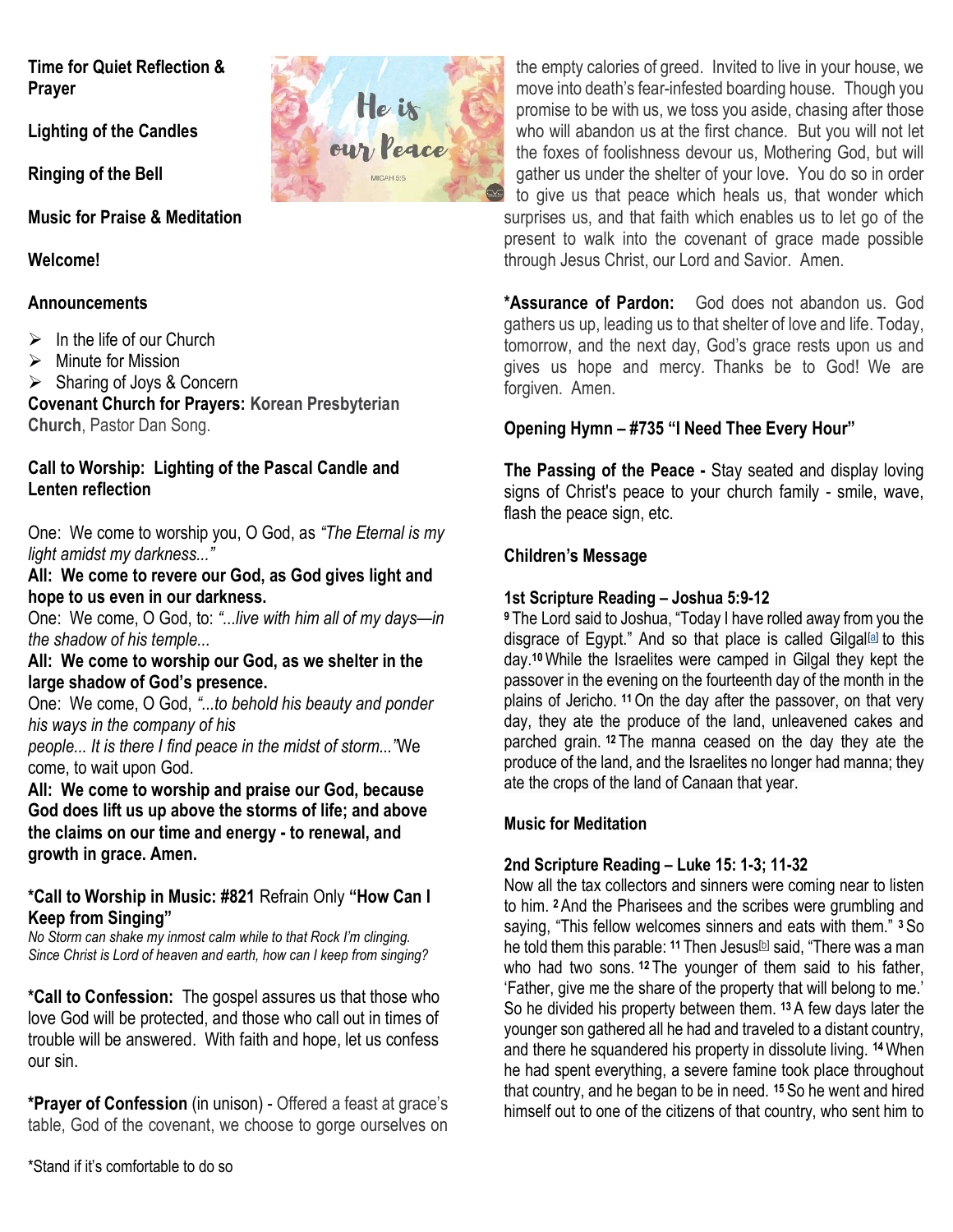**Time for Quiet Reflection & Prayer**

**Lighting of the Candles**

**Ringing of the Bell**

**Music for Praise & Meditation**

**Welcome!**

**Announcements**

- In the life of our Church
- Minute for Mission
- Sharing of Joys & Concern

**Covenant Church for Prayers: Korean Presbyterian Church**, Pastor Dan Song.

**Call to Worship: Lighting of the Pascal Candle and Lenten reflection**

One: We come to worship you, O God, as *"The Eternal is my light amidst my darkness..."*

**All: We come to revere our God, as God gives light and hope to us even in our darkness.**

One: We come, O God, to: *"...live with him all of my days—in the shadow of his temple...*

**All: We come to worship our God, as we shelter in the large shadow of God's presence.**

One: We come, O God, *"...to behold his beauty and ponder his ways in the company of his people... It is there I find peace in the midst of storm..."*We come, to wait upon God.

**All: We come to worship and praise our God, because God does lift us up above the storms of life; and above the claims on our time and energy - to renewal, and growth in grace. Amen.**

**\*Call to Worship in Music: #821** Refrain Only **"How Can I Keep from Singing"**

*No Storm can shake my inmost calm while to that Rock I'm clinging. Since Christ is Lord of heaven and earth, how can I keep from singing?*

**\*Call to Confession:** The gospel assures us that those who love God will be protected, and those who call out in times of trouble will be answered. With faith and hope, let us confess our sin.

**\*Prayer of Confession** (in unison) - Offered a feast at grace's table, God of the covenant, we choose to gorge ourselves on the empty calories of greed. Invited to live in your house, we move into death's fear-infested boarding house. Though you promise to be with us, we toss you aside, chasing after those who will abandon us at the first chance. But you will not let the foxes of foolishness devour us, Mothering God, but will gather us under the shelter of your love. You do so in order to give us that peace which heals us, that wonder which surprises us, and that faith which enables us to let go of the present to walk into the covenant of grace made possible through Jesus Christ, our Lord and Savior. Amen.

**\*Assurance of Pardon:** God does not abandon us. God gathers us up, leading us to that shelter of love and life. Today, tomorrow, and the next day, God's grace rests upon us and gives us hope and mercy. Thanks be to God! We are forgiven. Amen.

**Opening Hymn – #735 "I Need Thee Every Hour"**

**The Passing of the Peace -** Stay seated and display loving signs of Christ's peace to your church family - smile, wave, flash the peace sign, etc.

**Children's Message**

**1st Scripture Reading – Joshua 5:9-12**

[9] The Lord said to Joshua, "Today I have rolled away from you the disgrace of Egypt." And so that place is called Gilgal[a] to this day.[10] While the Israelites were camped in Gilgal they kept the passover in the evening on the fourteenth day of the month in the plains of Jericho. [11] On the day after the passover, on that very day, they ate the produce of the land, unleavened cakes and parched grain. [12] The manna ceased on the day they ate the produce of the land, and the Israelites no longer had manna; they ate the crops of the land of Canaan that year.

**Music for Meditation**

**2nd Scripture Reading – Luke 15: 1-3; 11-32**

Now all the tax collectors and sinners were coming near to listen to him. [2] And the Pharisees and the scribes were grumbling and saying, "This fellow welcomes sinners and eats with them." [3] So he told them this parable: [11] Then Jesus[b] said, "There was a man who had two sons. [12] The younger of them said to his father, 'Father, give me the share of the property that will belong to me.' So he divided his property between them. [13] A few days later the younger son gathered all he had and traveled to a distant country, and there he squandered his property in dissolute living. [14] When he had spent everything, a severe famine took place throughout that country, and he began to be in need. [15] So he went and hired himself out to one of the citizens of that country, who sent him to

\*Stand if it's comfortable to do so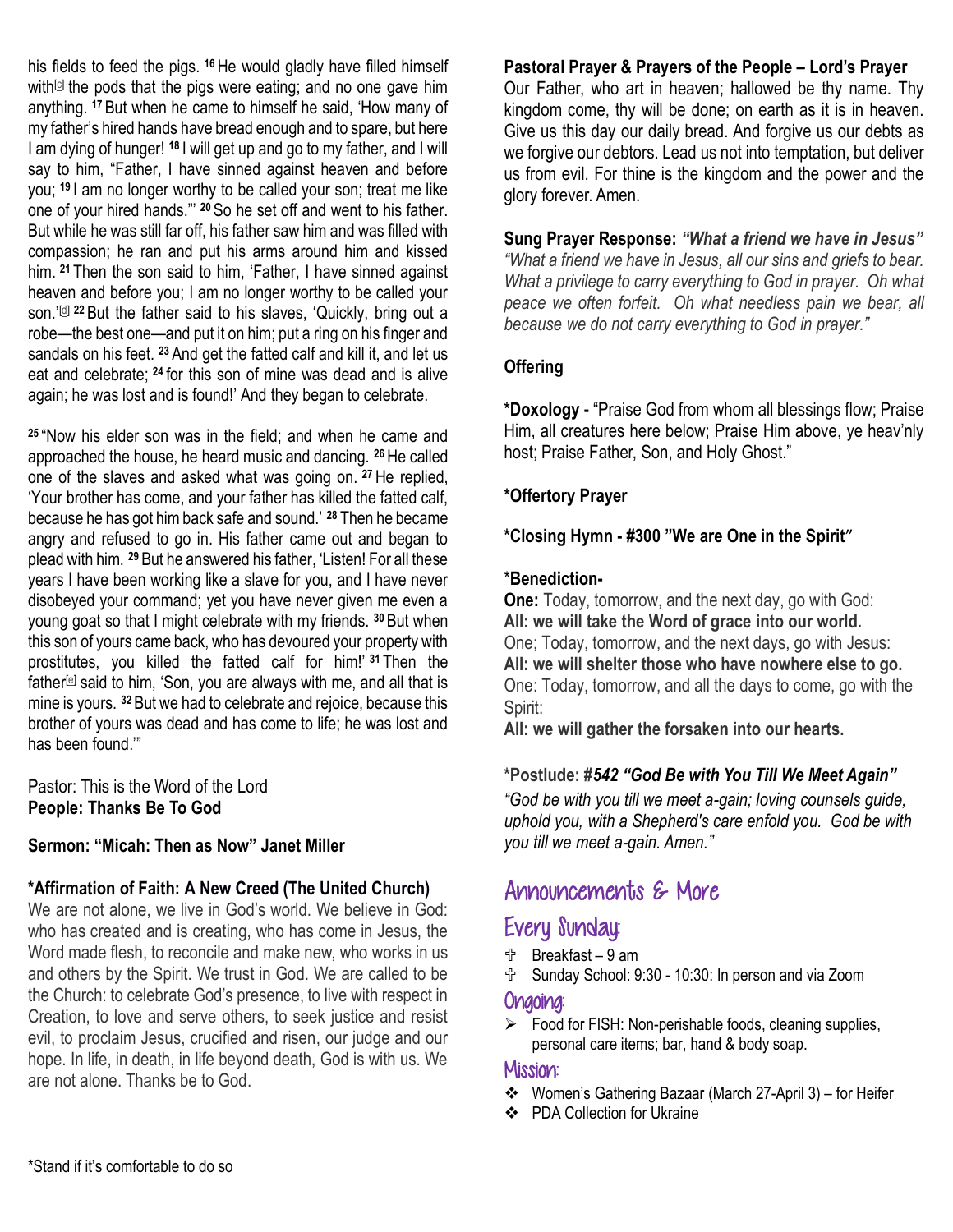his fields to feed the pigs. **16** He would gladly have filled himself with[c] the pods that the pigs were eating; and no one gave him anything. **17** But when he came to himself he said, 'How many of my father's hired hands have bread enough and to spare, but here I am dying of hunger! **18** I will get up and go to my father, and I will say to him, "Father, I have sinned against heaven and before you; **19** I am no longer worthy to be called your son; treat me like one of your hired hands."' **20** So he set off and went to his father. But while he was still far off, his father saw him and was filled with compassion; he ran and put his arms around him and kissed him. **21** Then the son said to him, 'Father, I have sinned against heaven and before you; I am no longer worthy to be called your son.'[d] **22** But the father said to his slaves, 'Quickly, bring out a robe—the best one—and put it on him; put a ring on his finger and sandals on his feet. **23** And get the fatted calf and kill it, and let us eat and celebrate; **24** for this son of mine was dead and is alive again; he was lost and is found!' And they began to celebrate.

**25** "Now his elder son was in the field; and when he came and approached the house, he heard music and dancing. **26** He called one of the slaves and asked what was going on. **27** He replied, 'Your brother has come, and your father has killed the fatted calf, because he has got him back safe and sound.' **28** Then he became angry and refused to go in. His father came out and began to plead with him. **29** But he answered his father, 'Listen! For all these years I have been working like a slave for you, and I have never disobeyed your command; yet you have never given me even a young goat so that I might celebrate with my friends. **30** But when this son of yours came back, who has devoured your property with prostitutes, you killed the fatted calf for him!' **31** Then the father[e] said to him, 'Son, you are always with me, and all that is mine is yours. **32** But we had to celebrate and rejoice, because this brother of yours was dead and has come to life; he was lost and has been found.'"

Pastor: This is the Word of the Lord
**People: Thanks Be To God**

**Sermon: "Micah: Then as Now" Janet Miller**

**\*Affirmation of Faith: A New Creed (The United Church)**
We are not alone, we live in God's world. We believe in God: who has created and is creating, who has come in Jesus, the Word made flesh, to reconcile and make new, who works in us and others by the Spirit. We trust in God. We are called to be the Church: to celebrate God's presence, to live with respect in Creation, to love and serve others, to seek justice and resist evil, to proclaim Jesus, crucified and risen, our judge and our hope. In life, in death, in life beyond death, God is with us. We are not alone. Thanks be to God.

**Pastoral Prayer & Prayers of the People – Lord's Prayer**
Our Father, who art in heaven; hallowed be thy name. Thy kingdom come, thy will be done; on earth as it is in heaven. Give us this day our daily bread. And forgive us our debts as we forgive our debtors. Lead us not into temptation, but deliver us from evil. For thine is the kingdom and the power and the glory forever. Amen.

**Sung Prayer Response: *"What a friend we have in Jesus"***
*"What a friend we have in Jesus, all our sins and griefs to bear. What a privilege to carry everything to God in prayer. Oh what peace we often forfeit. Oh what needless pain we bear, all because we do not carry everything to God in prayer."*

**Offering**

**\*Doxology -** "Praise God from whom all blessings flow; Praise Him, all creatures here below; Praise Him above, ye heav'nly host; Praise Father, Son, and Holy Ghost."

**\*Offertory Prayer**

**\*Closing Hymn - #300 "We are One in the Spirit"**

**\*Benediction-**
**One:** Today, tomorrow, and the next day, go with God:
**All: we will take the Word of grace into our world.**
One; Today, tomorrow, and the next days, go with Jesus:
**All: we will shelter those who have nowhere else to go.**
One: Today, tomorrow, and all the days to come, go with the Spirit:
**All: we will gather the forsaken into our hearts.**

**\*Postlude: #*542 "God Be with You Till We Meet Again"***
*"God be with you till we meet a-gain; loving counsels guide, uphold you, with a Shepherd's care enfold you. God be with you till we meet a-gain. Amen."*

## Announcements & More

### Every Sunday:

- Breakfast – 9 am
- Sunday School: 9:30 - 10:30: In person and via Zoom

### Ongoing:

- Food for FISH: Non-perishable foods, cleaning supplies, personal care items; bar, hand & body soap.

### Mission:

- Women's Gathering Bazaar (March 27-April 3) – for Heifer
- PDA Collection for Ukraine

\*Stand if it's comfortable to do so